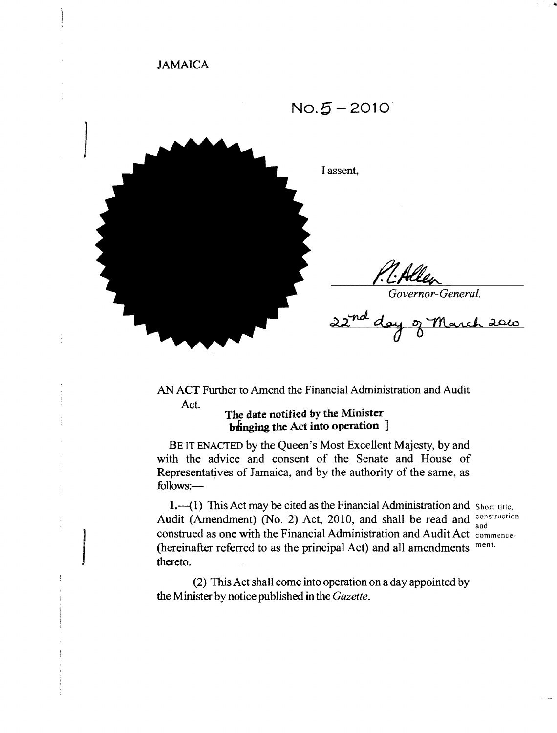JAMAICA

No. 5 – 2010

I assent,

*P. L. Allen*

*Governor-General.*

22nd day of March 2010

AN ACT Further to Amend the Financial Administration and Audit Act.

**The date notified by the Minister bringing the Act into operation ]**

BE IT ENACTED by the Queen's Most Excellent Majesty, by and with the advice and consent of the Senate and House of Representatives of Jamaica, and by the authority of the same, as follows:—

Short title, construction and commencement.

**1.**—(1) This Act may be cited as the Financial Administration and Audit (Amendment) (No. 2) Act, 2010, and shall be read and construed as one with the Financial Administration and Audit Act (hereinafter referred to as the principal Act) and all amendments thereto.

(2) This Act shall come into operation on a day appointed by the Minister by notice published in the *Gazette*.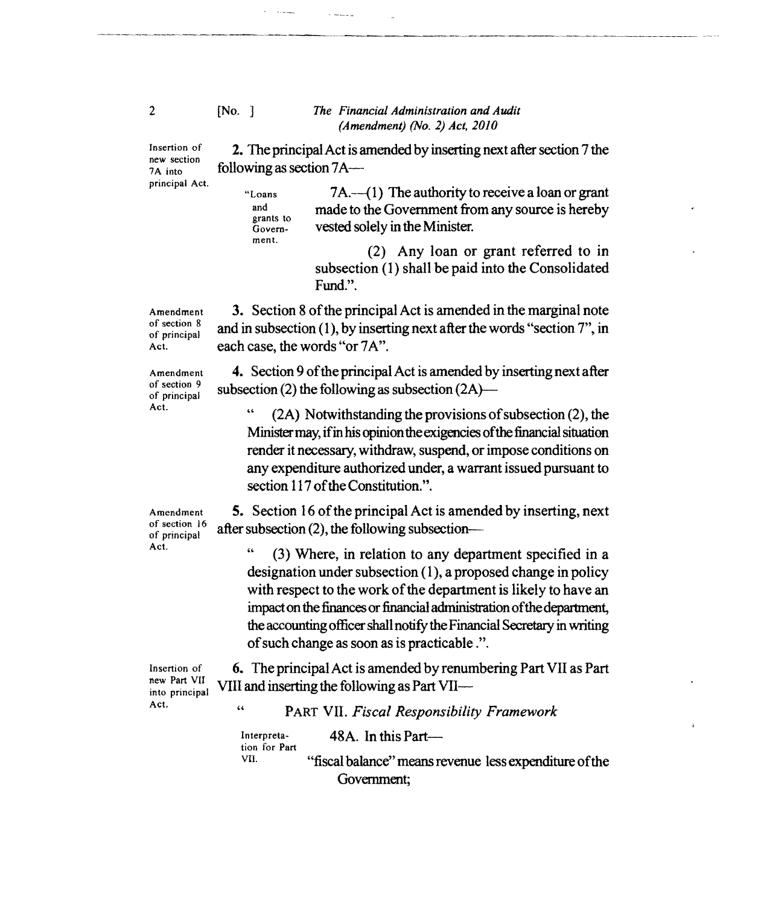Insertion of new section 7A into principal Act.

**2.** The principal Act is amended by inserting next after section 7 the following as section 7A—

"Loans and grants to Government.

7A.—(1) The authority to receive a loan or grant made to the Government from any source is hereby vested solely in the Minister.

(2) Any loan or grant referred to in subsection (1) shall be paid into the Consolidated Fund.".

Amendment of section 8 of principal Act.

**3.** Section 8 of the principal Act is amended in the marginal note and in subsection (1), by inserting next after the words "section 7", in each case, the words "or 7A".

Amendment of section 9 of principal Act.

**4.** Section 9 of the principal Act is amended by inserting next after subsection (2) the following as subsection (2A)—

" (2A) Notwithstanding the provisions of subsection (2), the Minister may, if in his opinion the exigencies of the financial situation render it necessary, withdraw, suspend, or impose conditions on any expenditure authorized under, a warrant issued pursuant to section 117 of the Constitution.".

Amendment of section 16 of principal Act.

**5.** Section 16 of the principal Act is amended by inserting, next after subsection (2), the following subsection—

" (3) Where, in relation to any department specified in a designation under subsection (1), a proposed change in policy with respect to the work of the department is likely to have an impact on the finances or financial administration of the department, the accounting officer shall notify the Financial Secretary in writing of such change as soon as is practicable .".

Insertion of new Part VII into principal Act.

**6.** The principal Act is amended by renumbering Part VII as Part VIII and inserting the following as Part VII—

" PART VII. *Fiscal Responsibility Framework*

Interpretation for Part VII.

48A. In this Part—

"fiscal balance" means revenue less expenditure of the Government;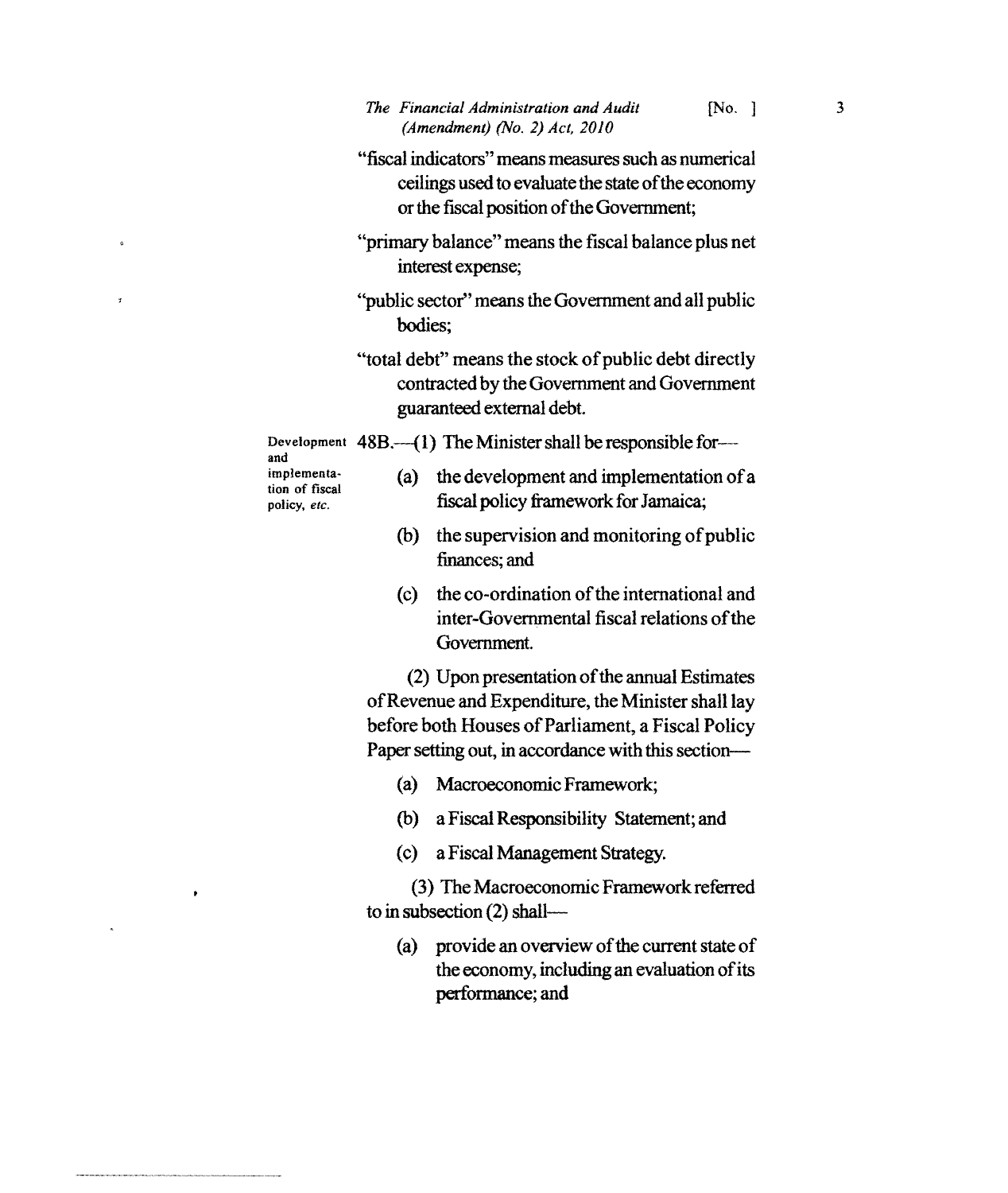"fiscal indicators" means measures such as numerical ceilings used to evaluate the state of the economy or the fiscal position of the Government;

"primary balance" means the fiscal balance plus net interest expense;

"public sector" means the Government and all public bodies;

"total debt" means the stock of public debt directly contracted by the Government and Government guaranteed external debt.

Development and implementation of fiscal policy, *etc.*

48B.—(1) The Minister shall be responsible for—

(a) the development and implementation of a fiscal policy framework for Jamaica;

(b) the supervision and monitoring of public finances; and

(c) the co-ordination of the international and inter-Governmental fiscal relations of the Government.

(2) Upon presentation of the annual Estimates of Revenue and Expenditure, the Minister shall lay before both Houses of Parliament, a Fiscal Policy Paper setting out, in accordance with this section—

(a) Macroeconomic Framework;

(b) a Fiscal Responsibility Statement; and

(c) a Fiscal Management Strategy.

(3) The Macroeconomic Framework referred to in subsection (2) shall—

(a) provide an overview of the current state of the economy, including an evaluation of its performance; and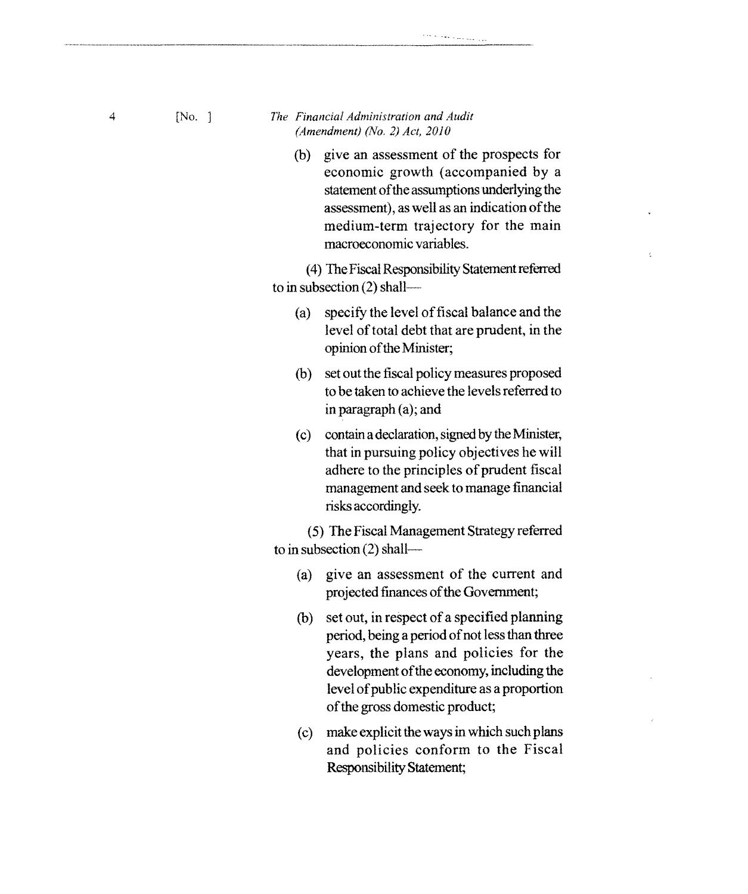(b) give an assessment of the prospects for economic growth (accompanied by a statement of the assumptions underlying the assessment), as well as an indication of the medium-term trajectory for the main macroeconomic variables.

(4) The Fiscal Responsibility Statement referred to in subsection (2) shall—

(a) specify the level of fiscal balance and the level of total debt that are prudent, in the opinion of the Minister;

(b) set out the fiscal policy measures proposed to be taken to achieve the levels referred to in paragraph (a); and

(c) contain a declaration, signed by the Minister, that in pursuing policy objectives he will adhere to the principles of prudent fiscal management and seek to manage financial risks accordingly.

(5) The Fiscal Management Strategy referred to in subsection (2) shall—

(a) give an assessment of the current and projected finances of the Government;

(b) set out, in respect of a specified planning period, being a period of not less than three years, the plans and policies for the development of the economy, including the level of public expenditure as a proportion of the gross domestic product;

(c) make explicit the ways in which such plans and policies conform to the Fiscal Responsibility Statement;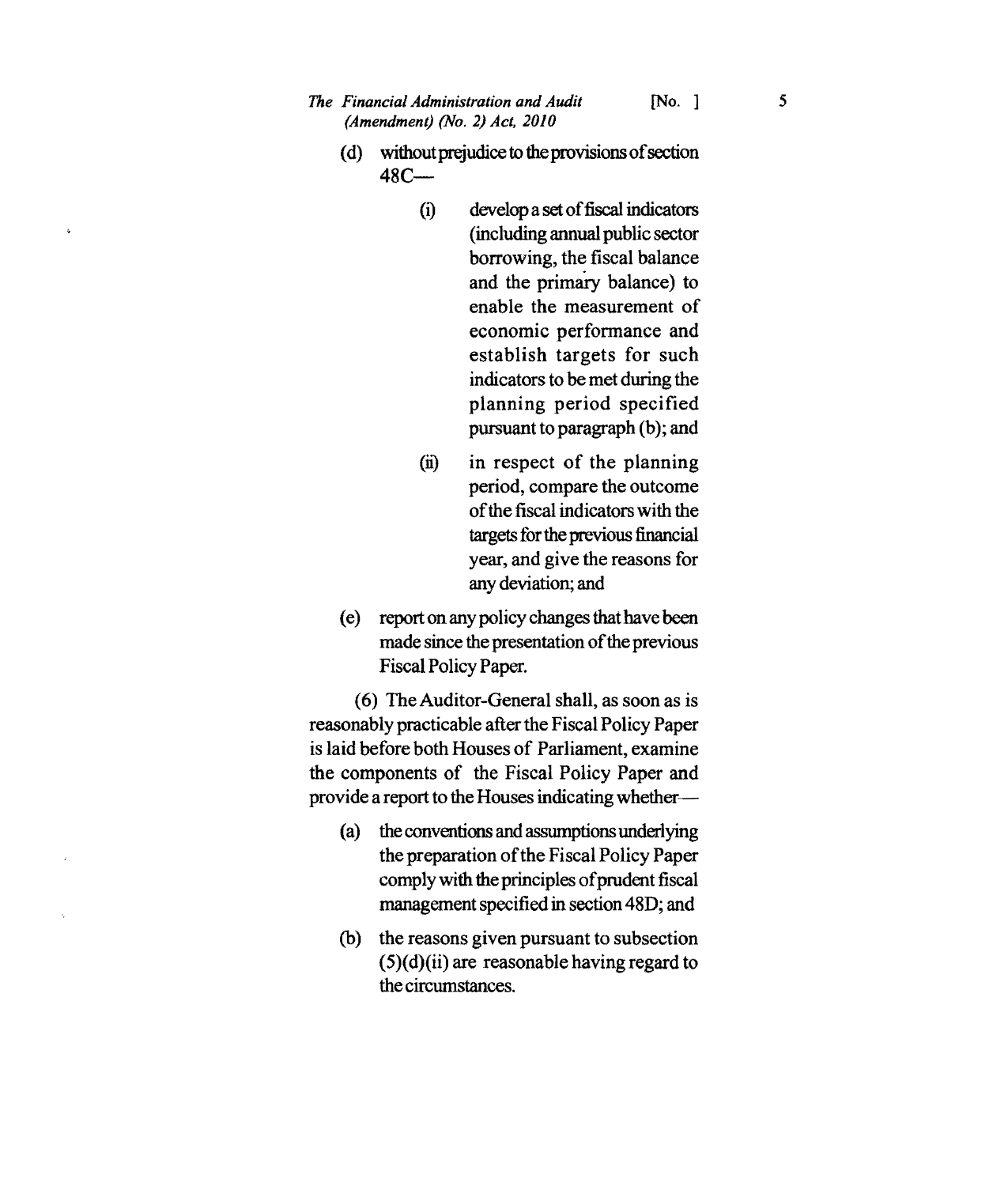(d) without prejudice to the provisions of section 48C—

  (i) develop a set of fiscal indicators (including annual public sector borrowing, the fiscal balance and the primary balance) to enable the measurement of economic performance and establish targets for such indicators to be met during the planning period specified pursuant to paragraph (b); and

  (ii) in respect of the planning period, compare the outcome of the fiscal indicators with the targets for the previous financial year, and give the reasons for any deviation; and

(e) report on any policy changes that have been made since the presentation of the previous Fiscal Policy Paper.

(6) The Auditor-General shall, as soon as is reasonably practicable after the Fiscal Policy Paper is laid before both Houses of Parliament, examine the components of the Fiscal Policy Paper and provide a report to the Houses indicating whether—

(a) the conventions and assumptions underlying the preparation of the Fiscal Policy Paper comply with the principles of prudent fiscal management specified in section 48D; and

(b) the reasons given pursuant to subsection (5)(d)(ii) are reasonable having regard to the circumstances.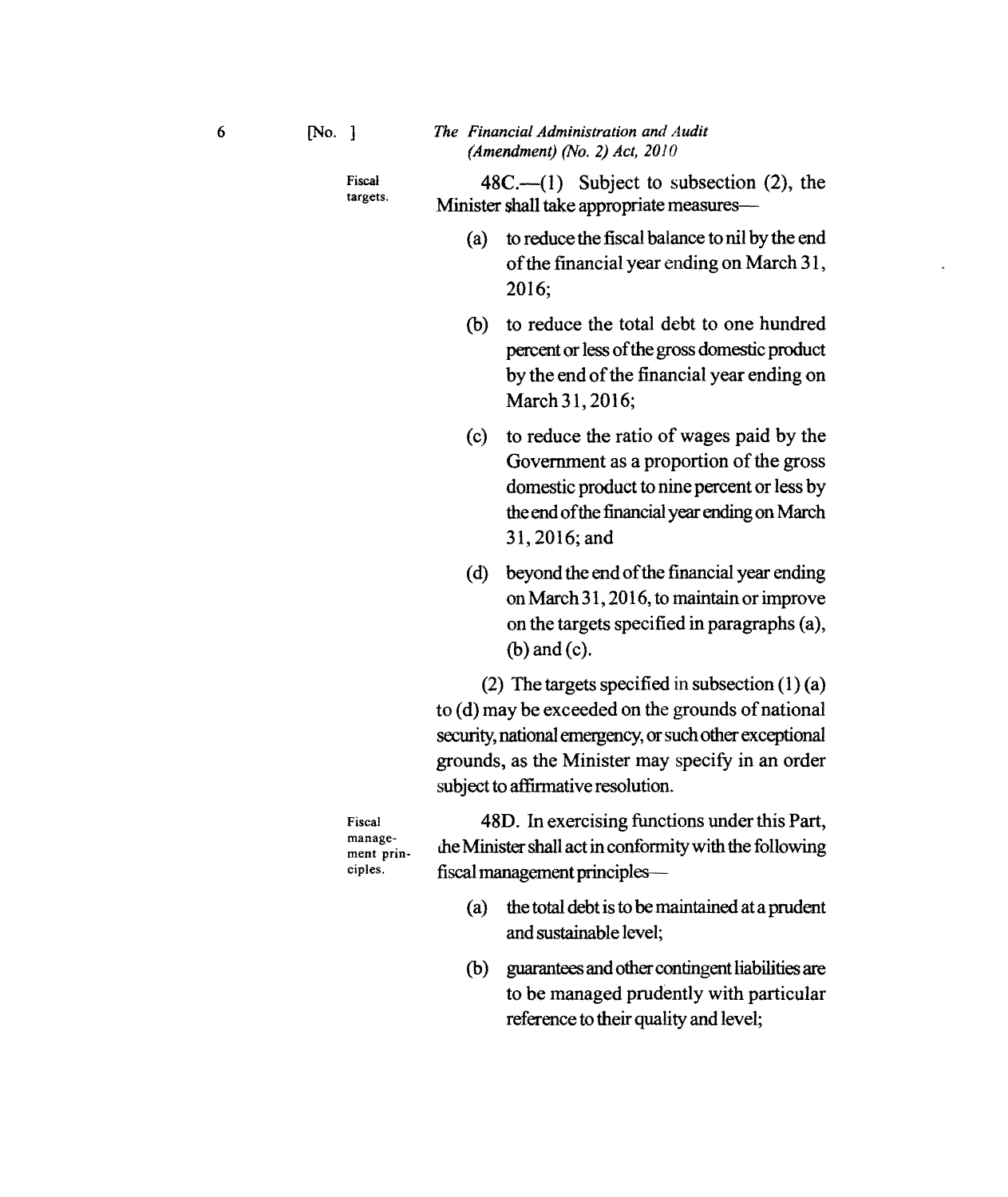**Fiscal targets.**

48C.—(1) Subject to subsection (2), the Minister shall take appropriate measures—

(a) to reduce the fiscal balance to nil by the end of the financial year ending on March 31, 2016;

(b) to reduce the total debt to one hundred percent or less of the gross domestic product by the end of the financial year ending on March 31, 2016;

(c) to reduce the ratio of wages paid by the Government as a proportion of the gross domestic product to nine percent or less by the end of the financial year ending on March 31, 2016; and

(d) beyond the end of the financial year ending on March 31, 2016, to maintain or improve on the targets specified in paragraphs (a), (b) and (c).

(2) The targets specified in subsection (1) (a) to (d) may be exceeded on the grounds of national security, national emergency, or such other exceptional grounds, as the Minister may specify in an order subject to affirmative resolution.

**Fiscal management principles.**

48D. In exercising functions under this Part, the Minister shall act in conformity with the following fiscal management principles—

(a) the total debt is to be maintained at a prudent and sustainable level;

(b) guarantees and other contingent liabilities are to be managed prudently with particular reference to their quality and level;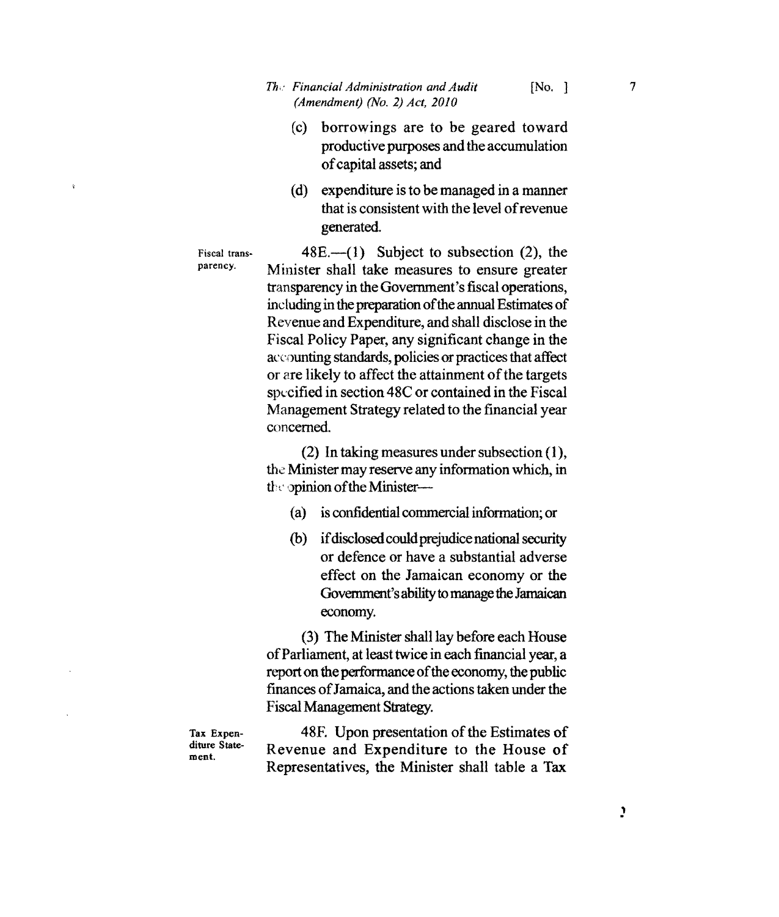(c) borrowings are to be geared toward productive purposes and the accumulation of capital assets; and

(d) expenditure is to be managed in a manner that is consistent with the level of revenue generated.

Fiscal transparency.

48E.—(1) Subject to subsection (2), the Minister shall take measures to ensure greater transparency in the Government's fiscal operations, including in the preparation of the annual Estimates of Revenue and Expenditure, and shall disclose in the Fiscal Policy Paper, any significant change in the accounting standards, policies or practices that affect or are likely to affect the attainment of the targets specified in section 48C or contained in the Fiscal Management Strategy related to the financial year concerned.

(2) In taking measures under subsection (1), the Minister may reserve any information which, in the opinion of the Minister—

(a) is confidential commercial information; or

(b) if disclosed could prejudice national security or defence or have a substantial adverse effect on the Jamaican economy or the Government's ability to manage the Jamaican economy.

(3) The Minister shall lay before each House of Parliament, at least twice in each financial year, a report on the performance of the economy, the public finances of Jamaica, and the actions taken under the Fiscal Management Strategy.

Tax Expenditure Statement.

48F. Upon presentation of the Estimates of Revenue and Expenditure to the House of Representatives, the Minister shall table a Tax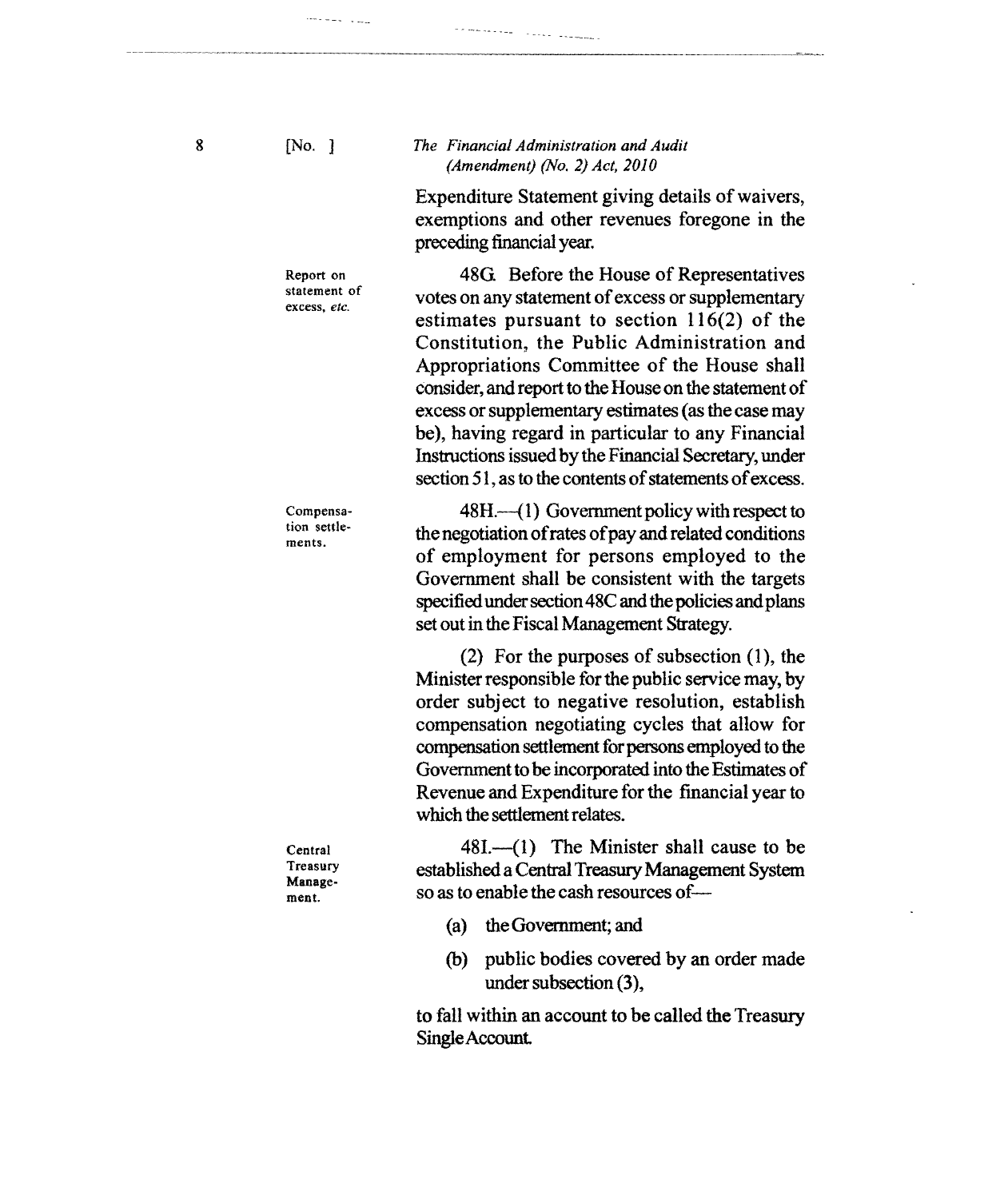Expenditure Statement giving details of waivers, exemptions and other revenues foregone in the preceding financial year.

Report on statement of excess, *etc.*

48G. Before the House of Representatives votes on any statement of excess or supplementary estimates pursuant to section 116(2) of the Constitution, the Public Administration and Appropriations Committee of the House shall consider, and report to the House on the statement of excess or supplementary estimates (as the case may be), having regard in particular to any Financial Instructions issued by the Financial Secretary, under section 51, as to the contents of statements of excess.

Compensation settlements.

48H.—(1) Government policy with respect to the negotiation of rates of pay and related conditions of employment for persons employed to the Government shall be consistent with the targets specified under section 48C and the policies and plans set out in the Fiscal Management Strategy.

(2) For the purposes of subsection (1), the Minister responsible for the public service may, by order subject to negative resolution, establish compensation negotiating cycles that allow for compensation settlement for persons employed to the Government to be incorporated into the Estimates of Revenue and Expenditure for the financial year to which the settlement relates.

Central Treasury Management.

48I.—(1) The Minister shall cause to be established a Central Treasury Management System so as to enable the cash resources of—

(a) the Government; and

(b) public bodies covered by an order made under subsection (3),

to fall within an account to be called the Treasury Single Account.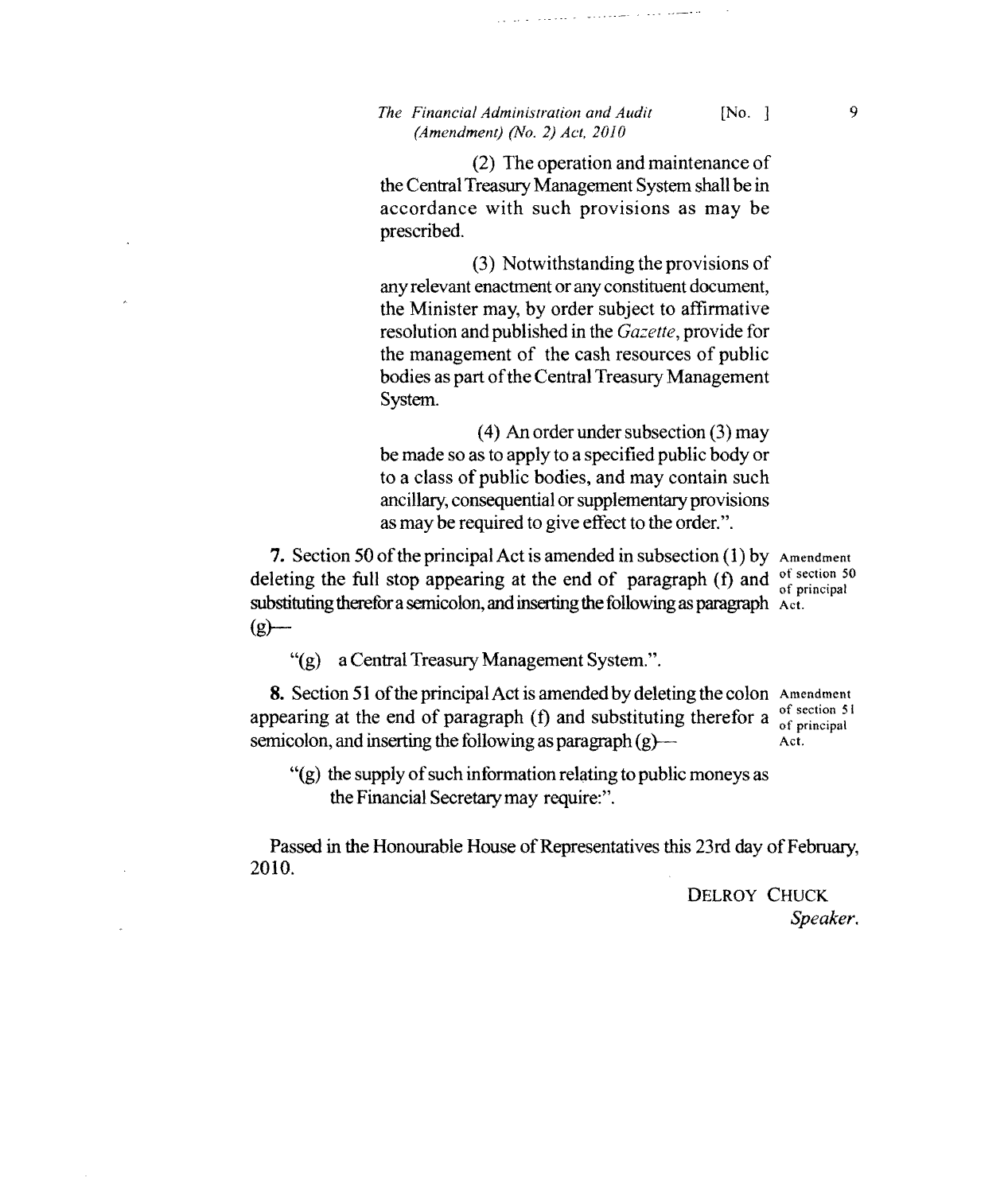(2) The operation and maintenance of the Central Treasury Management System shall be in accordance with such provisions as may be prescribed.

(3) Notwithstanding the provisions of any relevant enactment or any constituent document, the Minister may, by order subject to affirmative resolution and published in the *Gazette*, provide for the management of the cash resources of public bodies as part of the Central Treasury Management System.

(4) An order under subsection (3) may be made so as to apply to a specified public body or to a class of public bodies, and may contain such ancillary, consequential or supplementary provisions as may be required to give effect to the order.".

Amendment of section 50 of principal Act.

**7.** Section 50 of the principal Act is amended in subsection (1) by deleting the full stop appearing at the end of paragraph (f) and substituting therefor a semicolon, and inserting the following as paragraph (g)—

"(g) a Central Treasury Management System.".

Amendment of section 51 of principal Act.

**8.** Section 51 of the principal Act is amended by deleting the colon appearing at the end of paragraph (f) and substituting therefor a semicolon, and inserting the following as paragraph (g)—

"(g) the supply of such information relating to public moneys as the Financial Secretary may require:".

Passed in the Honourable House of Representatives this 23rd day of February, 2010.

DELROY CHUCK
*Speaker.*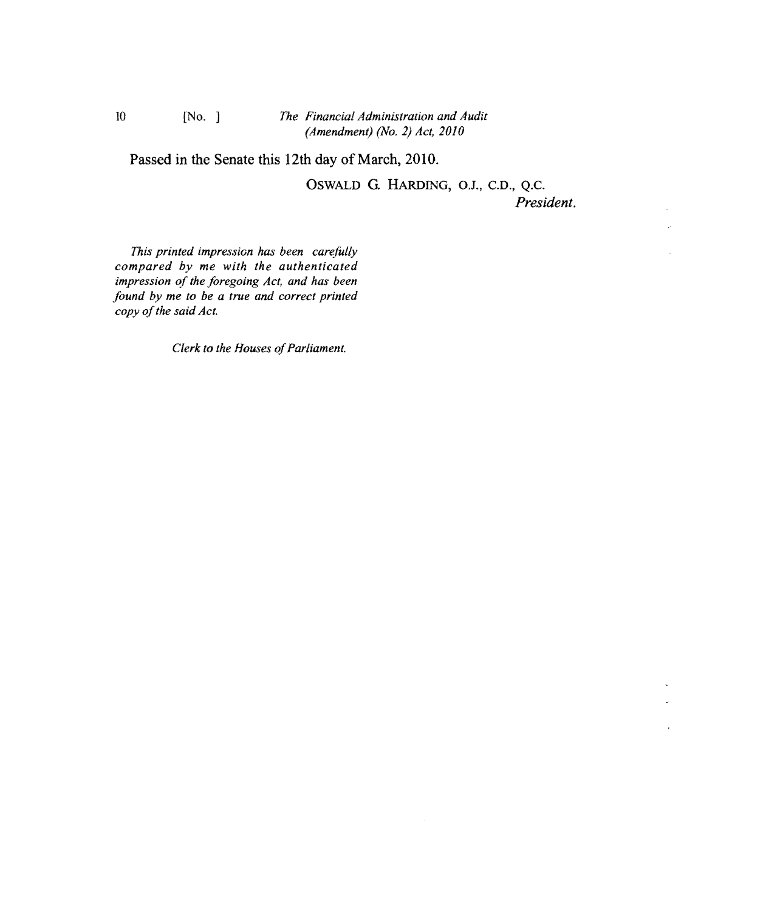Passed in the Senate this 12th day of March, 2010.

OSWALD G. HARDING, O.J., C.D., Q.C.
*President.*

*This printed impression has been carefully compared by me with the authenticated impression of the foregoing Act, and has been found by me to be a true and correct printed copy of the said Act.*

*Clerk to the Houses of Parliament.*